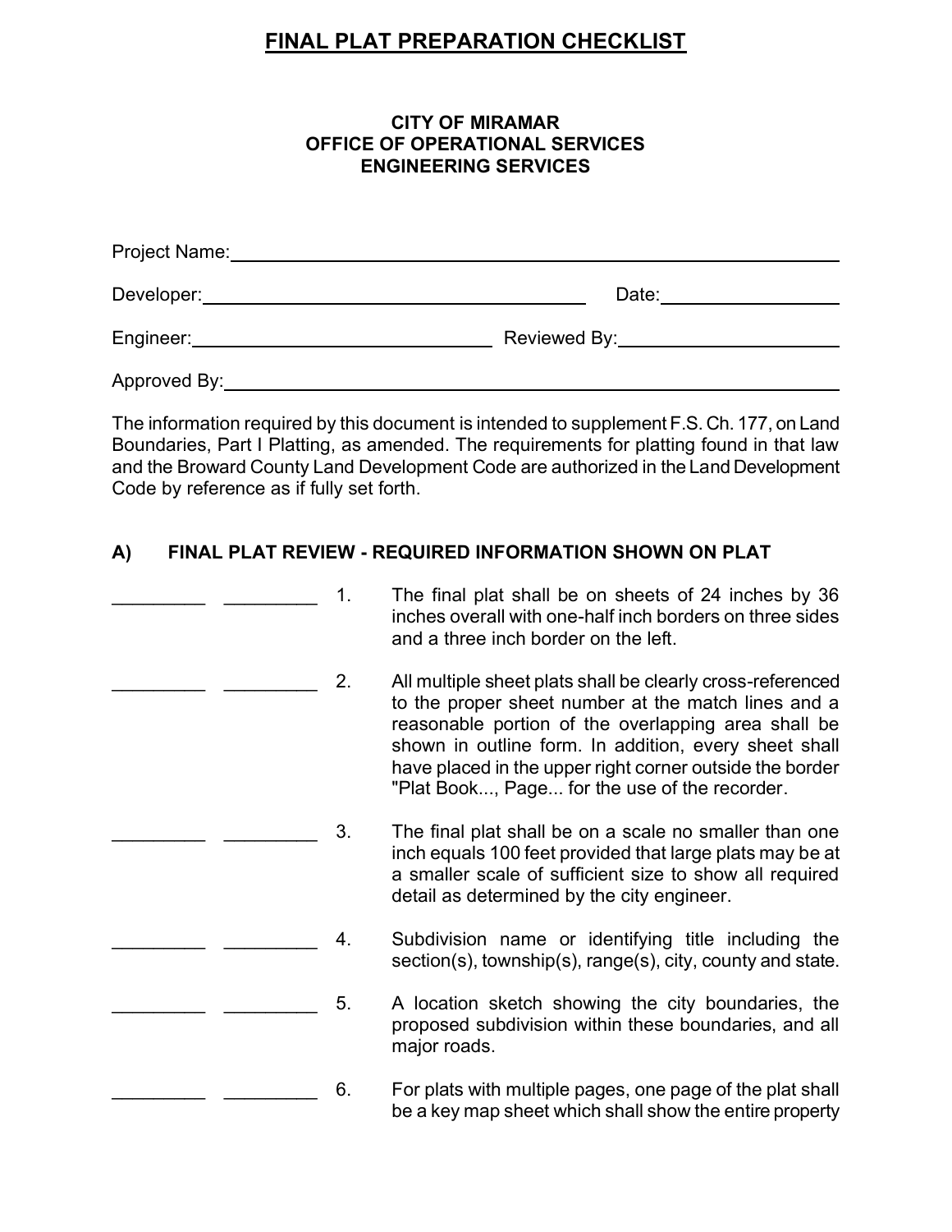# FINAL PLAT PREPARATION CHECKLIST

**CITY OF MIRAMAR**
**OFFICE OF OPERATIONAL SERVICES**
**ENGINEERING SERVICES**

Project Name: ____________________

Developer: ____________________ Date: ____________________

Engineer: ____________________ Reviewed By: ____________________

Approved By: ____________________

The information required by this document is intended to supplement F.S. Ch. 177, on Land Boundaries, Part I Platting, as amended. The requirements for platting found in that law and the Broward County Land Development Code are authorized in the Land Development Code by reference as if fully set forth.

## A) FINAL PLAT REVIEW - REQUIRED INFORMATION SHOWN ON PLAT

_________ _________ 1. The final plat shall be on sheets of 24 inches by 36 inches overall with one-half inch borders on three sides and a three inch border on the left.

_________ _________ 2. All multiple sheet plats shall be clearly cross-referenced to the proper sheet number at the match lines and a reasonable portion of the overlapping area shall be shown in outline form. In addition, every sheet shall have placed in the upper right corner outside the border "Plat Book..., Page... for the use of the recorder.

_________ _________ 3. The final plat shall be on a scale no smaller than one inch equals 100 feet provided that large plats may be at a smaller scale of sufficient size to show all required detail as determined by the city engineer.

_________ _________ 4. Subdivision name or identifying title including the section(s), township(s), range(s), city, county and state.

_________ _________ 5. A location sketch showing the city boundaries, the proposed subdivision within these boundaries, and all major roads.

_________ _________ 6. For plats with multiple pages, one page of the plat shall be a key map sheet which shall show the entire property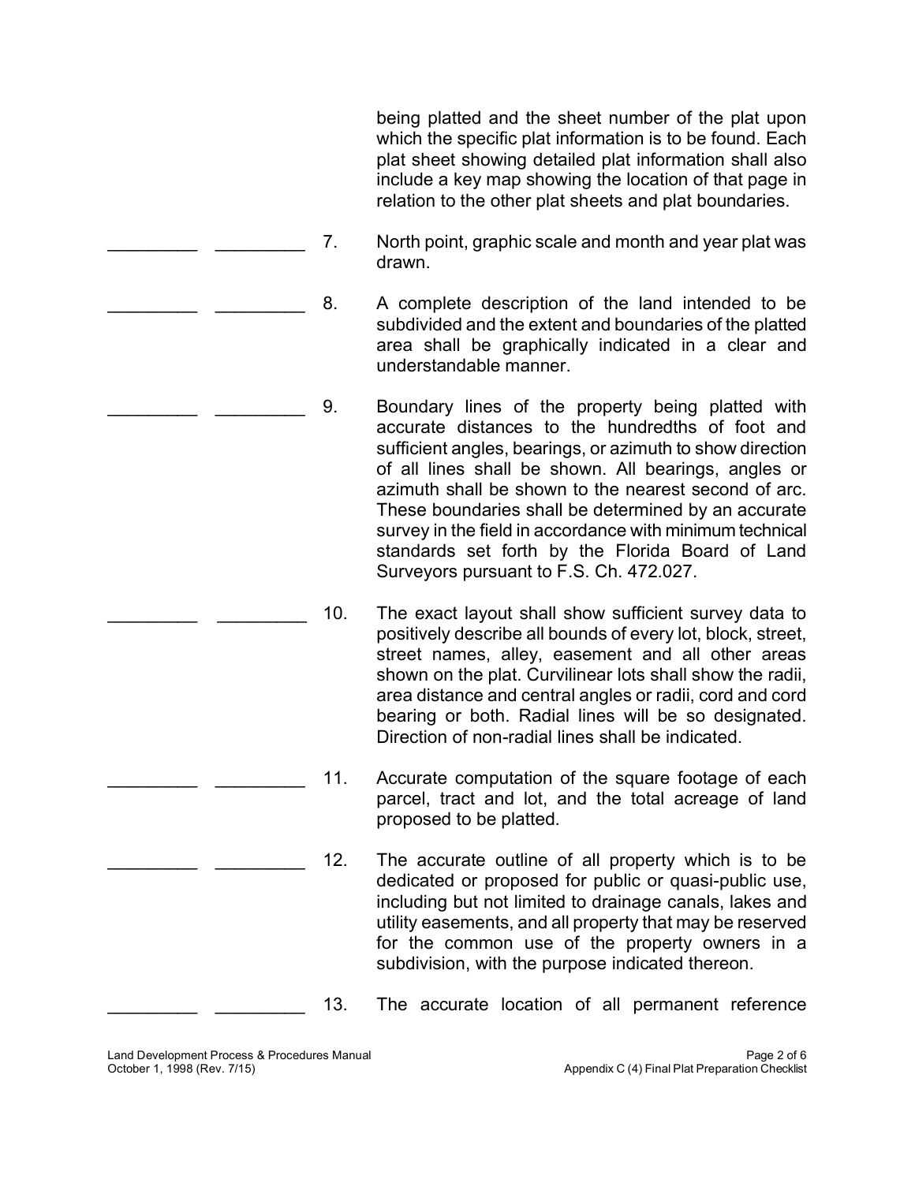being platted and the sheet number of the plat upon which the specific plat information is to be found. Each plat sheet showing detailed plat information shall also include a key map showing the location of that page in relation to the other plat sheets and plat boundaries.

_________ _________ 7. North point, graphic scale and month and year plat was drawn.

_________ _________ 8. A complete description of the land intended to be subdivided and the extent and boundaries of the platted area shall be graphically indicated in a clear and understandable manner.

_________ _________ 9. Boundary lines of the property being platted with accurate distances to the hundredths of foot and sufficient angles, bearings, or azimuth to show direction of all lines shall be shown. All bearings, angles or azimuth shall be shown to the nearest second of arc. These boundaries shall be determined by an accurate survey in the field in accordance with minimum technical standards set forth by the Florida Board of Land Surveyors pursuant to F.S. Ch. 472.027.

_________ _________ 10. The exact layout shall show sufficient survey data to positively describe all bounds of every lot, block, street, street names, alley, easement and all other areas shown on the plat. Curvilinear lots shall show the radii, area distance and central angles or radii, cord and cord bearing or both. Radial lines will be so designated. Direction of non-radial lines shall be indicated.

_________ _________ 11. Accurate computation of the square footage of each parcel, tract and lot, and the total acreage of land proposed to be platted.

_________ _________ 12. The accurate outline of all property which is to be dedicated or proposed for public or quasi-public use, including but not limited to drainage canals, lakes and utility easements, and all property that may be reserved for the common use of the property owners in a subdivision, with the purpose indicated thereon.

_________ _________ 13. The accurate location of all permanent reference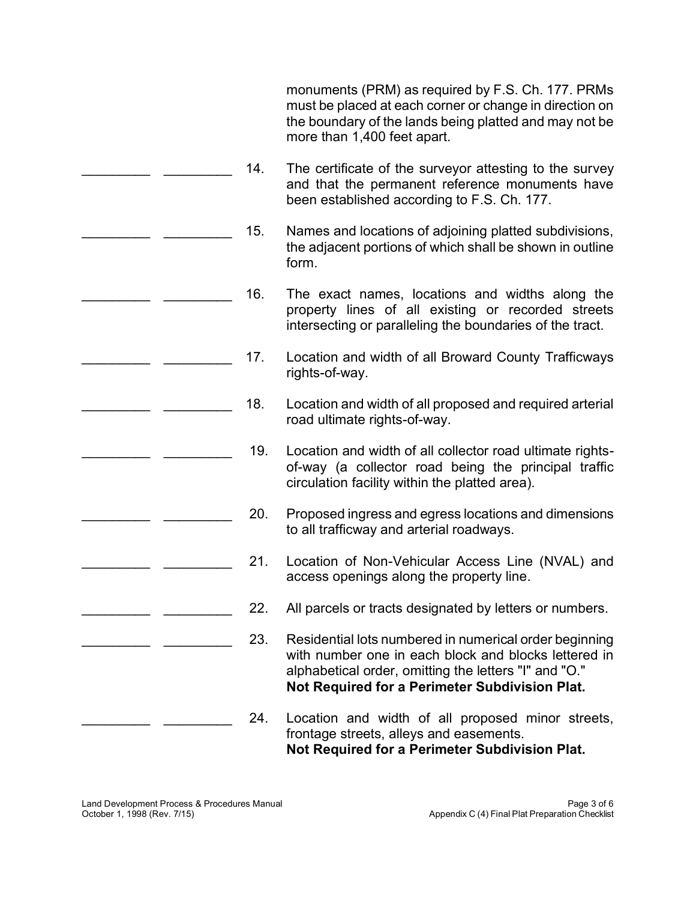monuments (PRM) as required by F.S. Ch. 177. PRMs must be placed at each corner or change in direction on the boundary of the lands being platted and may not be more than 1,400 feet apart.

_________ _________ 14. The certificate of the surveyor attesting to the survey and that the permanent reference monuments have been established according to F.S. Ch. 177.

_________ _________ 15. Names and locations of adjoining platted subdivisions, the adjacent portions of which shall be shown in outline form.

_________ _________ 16. The exact names, locations and widths along the property lines of all existing or recorded streets intersecting or paralleling the boundaries of the tract.

_________ _________ 17. Location and width of all Broward County Trafficways rights-of-way.

_________ _________ 18. Location and width of all proposed and required arterial road ultimate rights-of-way.

_________ _________ 19. Location and width of all collector road ultimate rights-of-way (a collector road being the principal traffic circulation facility within the platted area).

_________ _________ 20. Proposed ingress and egress locations and dimensions to all trafficway and arterial roadways.

_________ _________ 21. Location of Non-Vehicular Access Line (NVAL) and access openings along the property line.

_________ _________ 22. All parcels or tracts designated by letters or numbers.

_________ _________ 23. Residential lots numbered in numerical order beginning with number one in each block and blocks lettered in alphabetical order, omitting the letters "I" and "O."
**Not Required for a Perimeter Subdivision Plat.**

_________ _________ 24. Location and width of all proposed minor streets, frontage streets, alleys and easements.
**Not Required for a Perimeter Subdivision Plat.**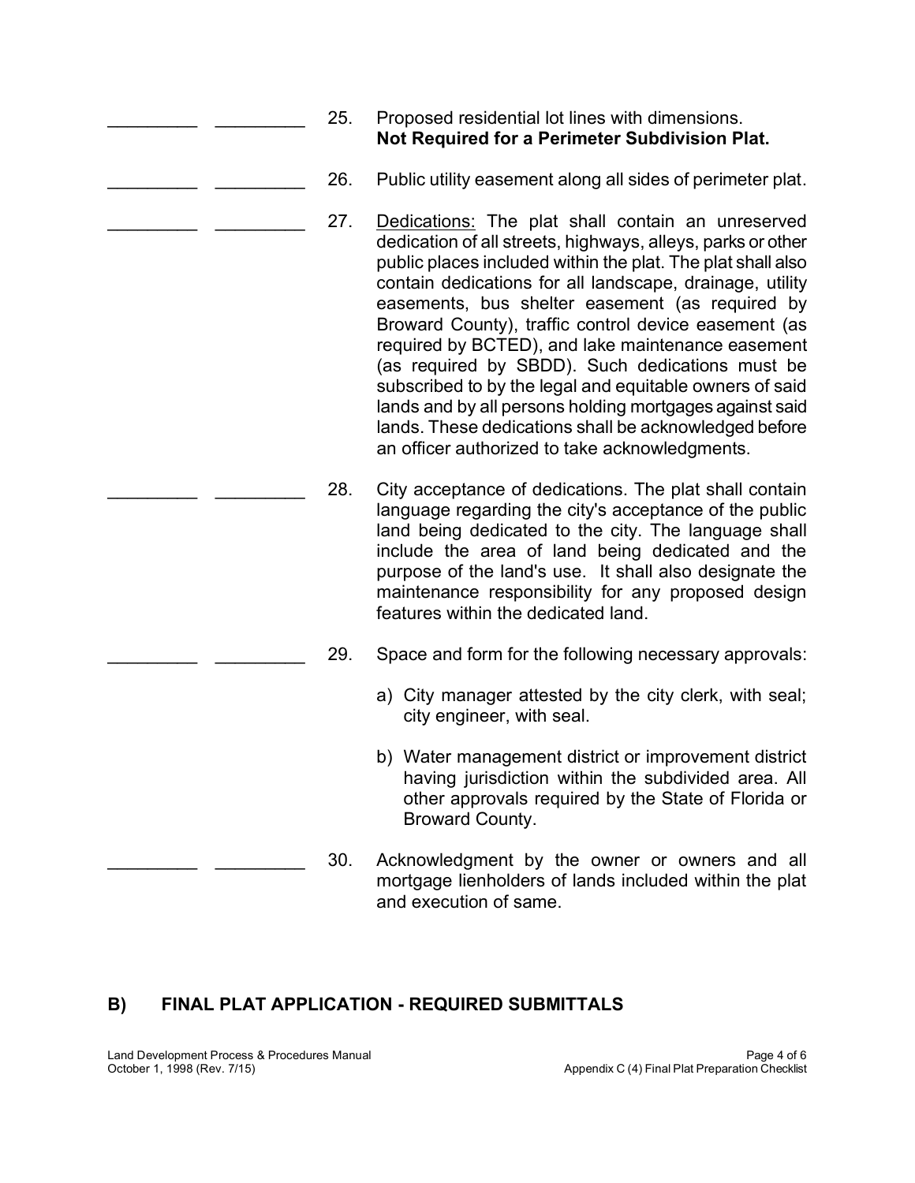_________ _________ 25. Proposed residential lot lines with dimensions.
**Not Required for a Perimeter Subdivision Plat.**

_________ _________ 26. Public utility easement along all sides of perimeter plat.

_________ _________ 27. <u>Dedications:</u> The plat shall contain an unreserved dedication of all streets, highways, alleys, parks or other public places included within the plat. The plat shall also contain dedications for all landscape, drainage, utility easements, bus shelter easement (as required by Broward County), traffic control device easement (as required by BCTED), and lake maintenance easement (as required by SBDD). Such dedications must be subscribed to by the legal and equitable owners of said lands and by all persons holding mortgages against said lands. These dedications shall be acknowledged before an officer authorized to take acknowledgments.

_________ _________ 28. City acceptance of dedications. The plat shall contain language regarding the city's acceptance of the public land being dedicated to the city. The language shall include the area of land being dedicated and the purpose of the land's use. It shall also designate the maintenance responsibility for any proposed design features within the dedicated land.

_________ _________ 29. Space and form for the following necessary approvals:

a) City manager attested by the city clerk, with seal; city engineer, with seal.

b) Water management district or improvement district having jurisdiction within the subdivided area. All other approvals required by the State of Florida or Broward County.

_________ _________ 30. Acknowledgment by the owner or owners and all mortgage lienholders of lands included within the plat and execution of same.

## B) FINAL PLAT APPLICATION - REQUIRED SUBMITTALS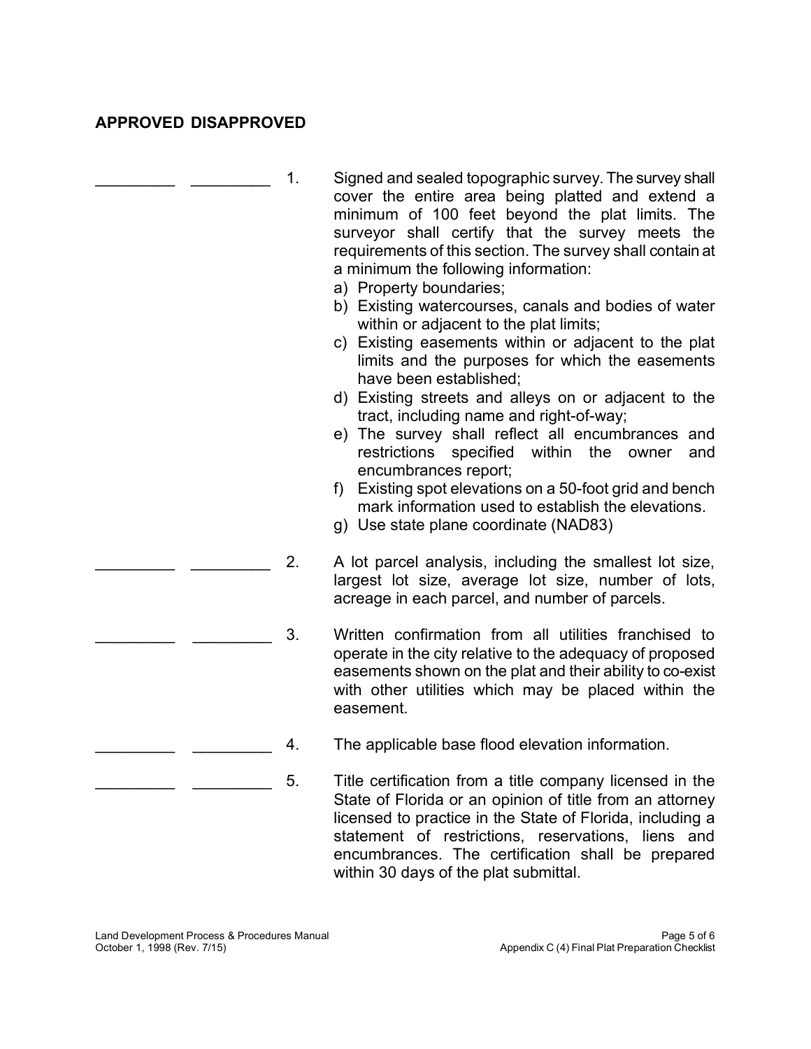**APPROVED DISAPPROVED**

_________ _________ 1. Signed and sealed topographic survey. The survey shall cover the entire area being platted and extend a minimum of 100 feet beyond the plat limits. The surveyor shall certify that the survey meets the requirements of this section. The survey shall contain at a minimum the following information:

a) Property boundaries;
b) Existing watercourses, canals and bodies of water within or adjacent to the plat limits;
c) Existing easements within or adjacent to the plat limits and the purposes for which the easements have been established;
d) Existing streets and alleys on or adjacent to the tract, including name and right-of-way;
e) The survey shall reflect all encumbrances and restrictions specified within the owner and encumbrances report;
f) Existing spot elevations on a 50-foot grid and bench mark information used to establish the elevations.
g) Use state plane coordinate (NAD83)

_________ _________ 2. A lot parcel analysis, including the smallest lot size, largest lot size, average lot size, number of lots, acreage in each parcel, and number of parcels.

_________ _________ 3. Written confirmation from all utilities franchised to operate in the city relative to the adequacy of proposed easements shown on the plat and their ability to co-exist with other utilities which may be placed within the easement.

_________ _________ 4. The applicable base flood elevation information.

_________ _________ 5. Title certification from a title company licensed in the State of Florida or an opinion of title from an attorney licensed to practice in the State of Florida, including a statement of restrictions, reservations, liens and encumbrances. The certification shall be prepared within 30 days of the plat submittal.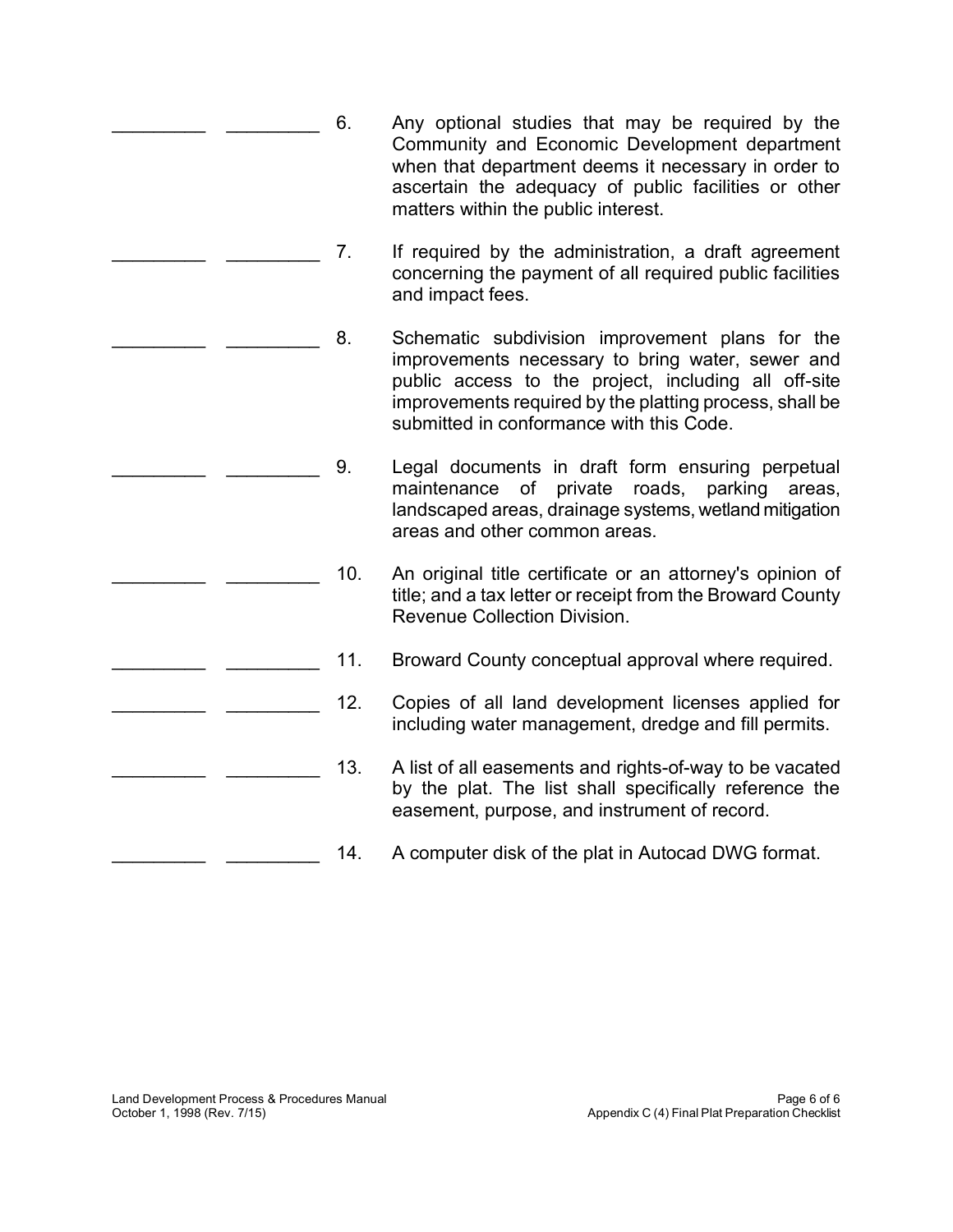_________ _________ 6. Any optional studies that may be required by the Community and Economic Development department when that department deems it necessary in order to ascertain the adequacy of public facilities or other matters within the public interest.

_________ _________ 7. If required by the administration, a draft agreement concerning the payment of all required public facilities and impact fees.

_________ _________ 8. Schematic subdivision improvement plans for the improvements necessary to bring water, sewer and public access to the project, including all off-site improvements required by the platting process, shall be submitted in conformance with this Code.

_________ _________ 9. Legal documents in draft form ensuring perpetual maintenance of private roads, parking areas, landscaped areas, drainage systems, wetland mitigation areas and other common areas.

_________ _________ 10. An original title certificate or an attorney's opinion of title; and a tax letter or receipt from the Broward County Revenue Collection Division.

_________ _________ 11. Broward County conceptual approval where required.

_________ _________ 12. Copies of all land development licenses applied for including water management, dredge and fill permits.

_________ _________ 13. A list of all easements and rights-of-way to be vacated by the plat. The list shall specifically reference the easement, purpose, and instrument of record.

_________ _________ 14. A computer disk of the plat in Autocad DWG format.